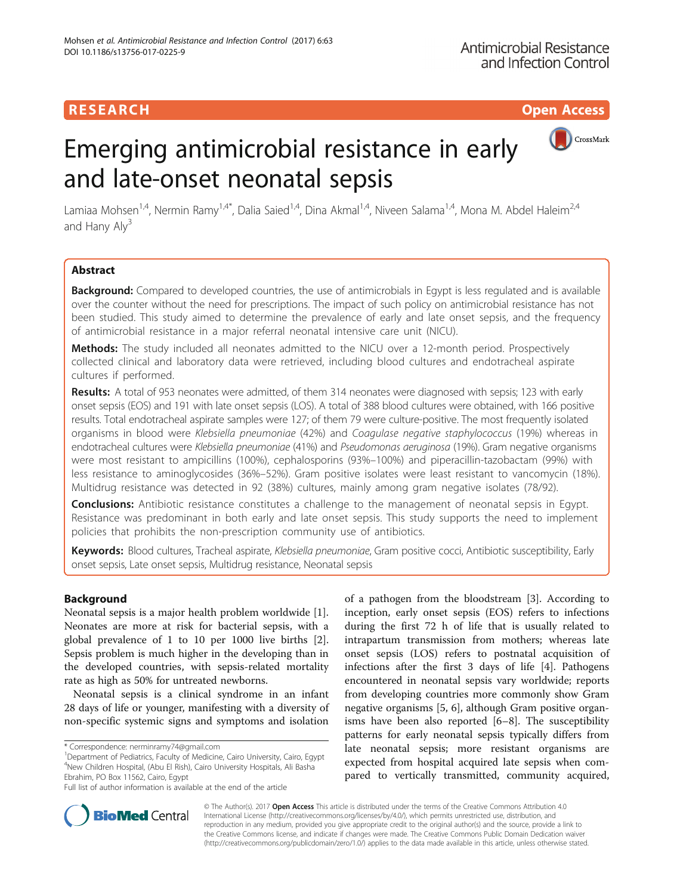RESEARCH

Open Access

# Emerging antimicrobial resistance in early and late-onset neonatal sepsis

Lamiaa Mohsen[1,4], Nermin Ramy[1,4*], Dalia Saied[1,4], Dina Akmal[1,4], Niveen Salama[1,4], Mona M. Abdel Haleim[2,4] and Hany Aly[3]

## Abstract

**Background:** Compared to developed countries, the use of antimicrobials in Egypt is less regulated and is available over the counter without the need for prescriptions. The impact of such policy on antimicrobial resistance has not been studied. This study aimed to determine the prevalence of early and late onset sepsis, and the frequency of antimicrobial resistance in a major referral neonatal intensive care unit (NICU).

**Methods:** The study included all neonates admitted to the NICU over a 12-month period. Prospectively collected clinical and laboratory data were retrieved, including blood cultures and endotracheal aspirate cultures if performed.

**Results:** A total of 953 neonates were admitted, of them 314 neonates were diagnosed with sepsis; 123 with early onset sepsis (EOS) and 191 with late onset sepsis (LOS). A total of 388 blood cultures were obtained, with 166 positive results. Total endotracheal aspirate samples were 127; of them 79 were culture-positive. The most frequently isolated organisms in blood were *Klebsiella pneumoniae* (42%) and *Coagulase negative staphylococcus* (19%) whereas in endotracheal cultures were *Klebsiella pneumoniae* (41%) and *Pseudomonas aeruginosa* (19%). Gram negative organisms were most resistant to ampicillins (100%), cephalosporins (93%–100%) and piperacillin-tazobactam (99%) with less resistance to aminoglycosides (36%–52%). Gram positive isolates were least resistant to vancomycin (18%). Multidrug resistance was detected in 92 (38%) cultures, mainly among gram negative isolates (78/92).

**Conclusions:** Antibiotic resistance constitutes a challenge to the management of neonatal sepsis in Egypt. Resistance was predominant in both early and late onset sepsis. This study supports the need to implement policies that prohibits the non-prescription community use of antibiotics.

**Keywords:** Blood cultures, Tracheal aspirate, *Klebsiella pneumoniae*, Gram positive cocci, Antibiotic susceptibility, Early onset sepsis, Late onset sepsis, Multidrug resistance, Neonatal sepsis

## Background

Neonatal sepsis is a major health problem worldwide [1]. Neonates are more at risk for bacterial sepsis, with a global prevalence of 1 to 10 per 1000 live births [2]. Sepsis problem is much higher in the developing than in the developed countries, with sepsis-related mortality rate as high as 50% for untreated newborns.

Neonatal sepsis is a clinical syndrome in an infant 28 days of life or younger, manifesting with a diversity of non-specific systemic signs and symptoms and isolation of a pathogen from the bloodstream [3]. According to inception, early onset sepsis (EOS) refers to infections during the first 72 h of life that is usually related to intrapartum transmission from mothers; whereas late onset sepsis (LOS) refers to postnatal acquisition of infections after the first 3 days of life [4]. Pathogens encountered in neonatal sepsis vary worldwide; reports from developing countries more commonly show Gram negative organisms [5, 6], although Gram positive organisms have been also reported [6–8]. The susceptibility patterns for early neonatal sepsis typically differs from late neonatal sepsis; more resistant organisms are expected from hospital acquired late sepsis when compared to vertically transmitted, community acquired,

\* Correspondence: nerminramy74@gmail.com
[1]Department of Pediatrics, Faculty of Medicine, Cairo University, Cairo, Egypt
[4]New Children Hospital, (Abu El Rish), Cairo University Hospitals, Ali Basha Ebrahim, PO Box 11562, Cairo, Egypt
Full list of author information is available at the end of the article

© The Author(s). 2017 **Open Access** This article is distributed under the terms of the Creative Commons Attribution 4.0 International License (http://creativecommons.org/licenses/by/4.0/), which permits unrestricted use, distribution, and reproduction in any medium, provided you give appropriate credit to the original author(s) and the source, provide a link to the Creative Commons license, and indicate if changes were made. The Creative Commons Public Domain Dedication waiver (http://creativecommons.org/publicdomain/zero/1.0/) applies to the data made available in this article, unless otherwise stated.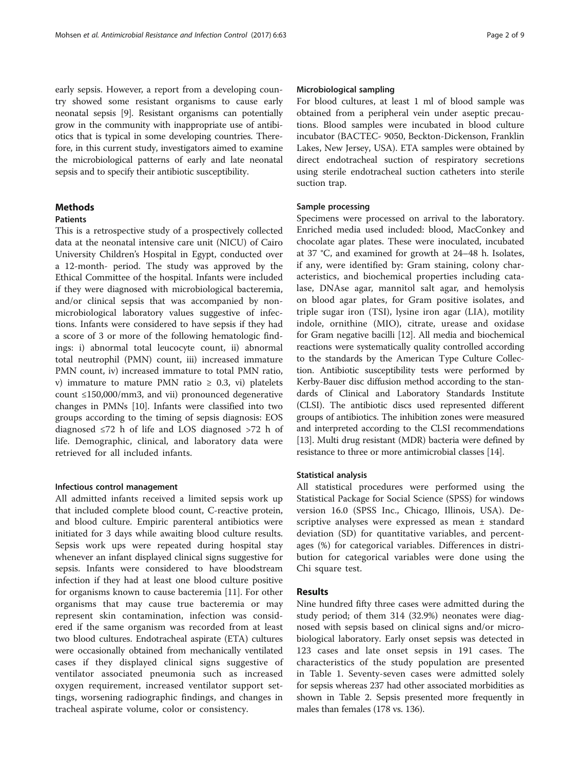early sepsis. However, a report from a developing country showed some resistant organisms to cause early neonatal sepsis [9]. Resistant organisms can potentially grow in the community with inappropriate use of antibiotics that is typical in some developing countries. Therefore, in this current study, investigators aimed to examine the microbiological patterns of early and late neonatal sepsis and to specify their antibiotic susceptibility.

## Methods

### Patients

This is a retrospective study of a prospectively collected data at the neonatal intensive care unit (NICU) of Cairo University Children's Hospital in Egypt, conducted over a 12-month- period. The study was approved by the Ethical Committee of the hospital. Infants were included if they were diagnosed with microbiological bacteremia, and/or clinical sepsis that was accompanied by non-microbiological laboratory values suggestive of infections. Infants were considered to have sepsis if they had a score of 3 or more of the following hematologic findings: i) abnormal total leucocyte count, ii) abnormal total neutrophil (PMN) count, iii) increased immature PMN count, iv) increased immature to total PMN ratio, v) immature to mature PMN ratio $\geq 0.3$, vi) platelets count $\leq$150,000/mm3, and vii) pronounced degenerative changes in PMNs [10]. Infants were classified into two groups according to the timing of sepsis diagnosis: EOS diagnosed $\leq$72 h of life and LOS diagnosed >72 h of life. Demographic, clinical, and laboratory data were retrieved for all included infants.

### Infectious control management

All admitted infants received a limited sepsis work up that included complete blood count, C-reactive protein, and blood culture. Empiric parenteral antibiotics were initiated for 3 days while awaiting blood culture results. Sepsis work ups were repeated during hospital stay whenever an infant displayed clinical signs suggestive for sepsis. Infants were considered to have bloodstream infection if they had at least one blood culture positive for organisms known to cause bacteremia [11]. For other organisms that may cause true bacteremia or may represent skin contamination, infection was considered if the same organism was recorded from at least two blood cultures. Endotracheal aspirate (ETA) cultures were occasionally obtained from mechanically ventilated cases if they displayed clinical signs suggestive of ventilator associated pneumonia such as increased oxygen requirement, increased ventilator support settings, worsening radiographic findings, and changes in tracheal aspirate volume, color or consistency.

### Microbiological sampling

For blood cultures, at least 1 ml of blood sample was obtained from a peripheral vein under aseptic precautions. Blood samples were incubated in blood culture incubator (BACTEC- 9050, Beckton-Dickenson, Franklin Lakes, New Jersey, USA). ETA samples were obtained by direct endotracheal suction of respiratory secretions using sterile endotracheal suction catheters into sterile suction trap.

### Sample processing

Specimens were processed on arrival to the laboratory. Enriched media used included: blood, MacConkey and chocolate agar plates. These were inoculated, incubated at 37 °C, and examined for growth at 24–48 h. Isolates, if any, were identified by: Gram staining, colony characteristics, and biochemical properties including catalase, DNAse agar, mannitol salt agar, and hemolysis on blood agar plates, for Gram positive isolates, and triple sugar iron (TSI), lysine iron agar (LIA), motility indole, ornithine (MIO), citrate, urease and oxidase for Gram negative bacilli [12]. All media and biochemical reactions were systematically quality controlled according to the standards by the American Type Culture Collection. Antibiotic susceptibility tests were performed by Kerby-Bauer disc diffusion method according to the standards of Clinical and Laboratory Standards Institute (CLSI). The antibiotic discs used represented different groups of antibiotics. The inhibition zones were measured and interpreted according to the CLSI recommendations [13]. Multi drug resistant (MDR) bacteria were defined by resistance to three or more antimicrobial classes [14].

### Statistical analysis

All statistical procedures were performed using the Statistical Package for Social Science (SPSS) for windows version 16.0 (SPSS Inc., Chicago, Illinois, USA). Descriptive analyses were expressed as mean ± standard deviation (SD) for quantitative variables, and percentages (%) for categorical variables. Differences in distribution for categorical variables were done using the Chi square test.

## Results

Nine hundred fifty three cases were admitted during the study period; of them 314 (32.9%) neonates were diagnosed with sepsis based on clinical signs and/or microbiological laboratory. Early onset sepsis was detected in 123 cases and late onset sepsis in 191 cases. The characteristics of the study population are presented in Table 1. Seventy-seven cases were admitted solely for sepsis whereas 237 had other associated morbidities as shown in Table 2. Sepsis presented more frequently in males than females (178 vs. 136).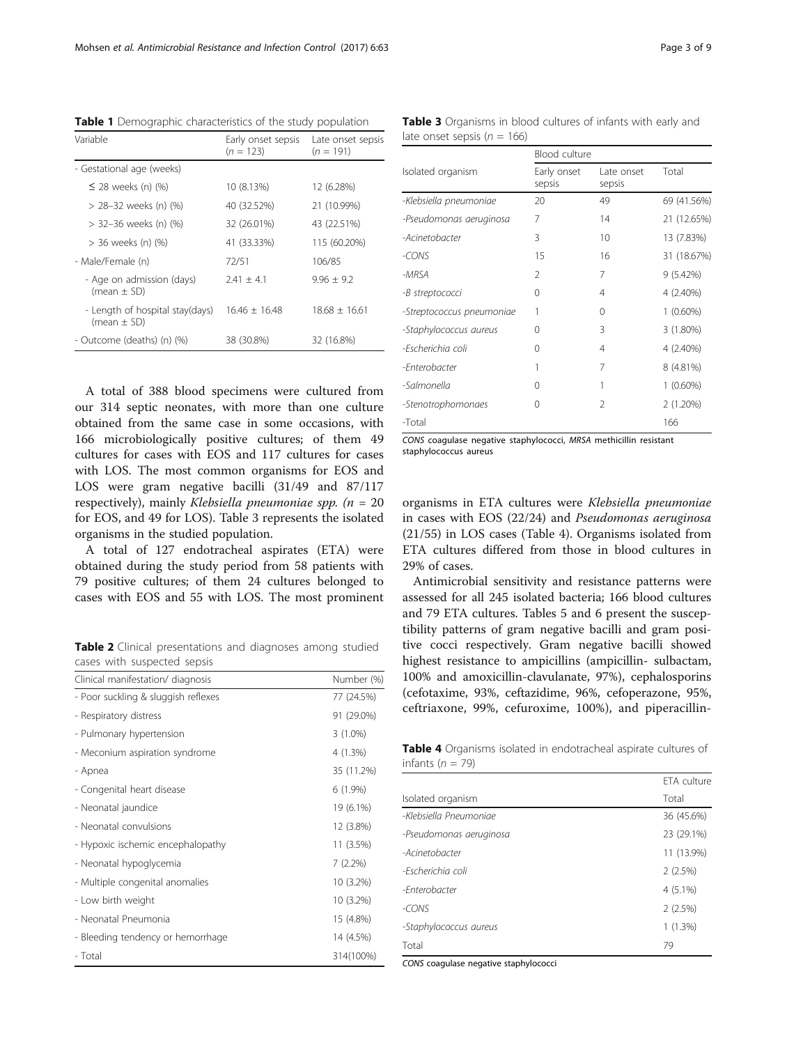**Table 1** Demographic characteristics of the study population

| Variable | Early onset sepsis (n = 123) | Late onset sepsis (n = 191) |
|---|---|---|
| - Gestational age (weeks) | | |
| ≤ 28 weeks (n) (%) | 10 (8.13%) | 12 (6.28%) |
| > 28–32 weeks (n) (%) | 40 (32.52%) | 21 (10.99%) |
| > 32–36 weeks (n) (%) | 32 (26.01%) | 43 (22.51%) |
| > 36 weeks (n) (%) | 41 (33.33%) | 115 (60.20%) |
| - Male/Female (n) | 72/51 | 106/85 |
| - Age on admission (days) (mean ± SD) | 2.41 ± 4.1 | 9.96 ± 9.2 |
| - Length of hospital stay(days) (mean ± SD) | 16.46 ± 16.48 | 18.68 ± 16.61 |
| - Outcome (deaths) (n) (%) | 38 (30.8%) | 32 (16.8%) |

A total of 388 blood specimens were cultured from our 314 septic neonates, with more than one culture obtained from the same case in some occasions, with 166 microbiologically positive cultures; of them 49 cultures for cases with EOS and 117 cultures for cases with LOS. The most common organisms for EOS and LOS were gram negative bacilli (31/49 and 87/117 respectively), mainly *Klebsiella pneumoniae spp.* (*n* = 20 for EOS, and 49 for LOS). Table 3 represents the isolated organisms in the studied population.

A total of 127 endotracheal aspirates (ETA) were obtained during the study period from 58 patients with 79 positive cultures; of them 24 cultures belonged to cases with EOS and 55 with LOS. The most prominent organisms in ETA cultures were *Klebsiella pneumoniae* in cases with EOS (22/24) and *Pseudomonas aeruginosa* (21/55) in LOS cases (Table 4). Organisms isolated from ETA cultures differed from those in blood cultures in 29% of cases.

**Table 2** Clinical presentations and diagnoses among studied cases with suspected sepsis

| Clinical manifestation/ diagnosis | Number (%) |
|---|---|
| - Poor suckling & sluggish reflexes | 77 (24.5%) |
| - Respiratory distress | 91 (29.0%) |
| - Pulmonary hypertension | 3 (1.0%) |
| - Meconium aspiration syndrome | 4 (1.3%) |
| - Apnea | 35 (11.2%) |
| - Congenital heart disease | 6 (1.9%) |
| - Neonatal jaundice | 19 (6.1%) |
| - Neonatal convulsions | 12 (3.8%) |
| - Hypoxic ischemic encephalopathy | 11 (3.5%) |
| - Neonatal hypoglycemia | 7 (2.2%) |
| - Multiple congenital anomalies | 10 (3.2%) |
| - Low birth weight | 10 (3.2%) |
| - Neonatal Pneumonia | 15 (4.8%) |
| - Bleeding tendency or hemorrhage | 14 (4.5%) |
| - Total | 314(100%) |

**Table 3** Organisms in blood cultures of infants with early and late onset sepsis (*n* = 166)

| Isolated organism | Blood culture | | |
|---|---|---|---|
| | Early onset sepsis | Late onset sepsis | Total |
| -*Klebsiella pneumoniae* | 20 | 49 | 69 (41.56%) |
| -*Pseudomonas aeruginosa* | 7 | 14 | 21 (12.65%) |
| -*Acinetobacter* | 3 | 10 | 13 (7.83%) |
| -*CONS* | 15 | 16 | 31 (18.67%) |
| -*MRSA* | 2 | 7 | 9 (5.42%) |
| -*B streptococci* | 0 | 4 | 4 (2.40%) |
| -*Streptococcus pneumoniae* | 1 | 0 | 1 (0.60%) |
| -*Staphylococcus aureus* | 0 | 3 | 3 (1.80%) |
| -*Escherichia coli* | 0 | 4 | 4 (2.40%) |
| -*Enterobacter* | 1 | 7 | 8 (4.81%) |
| -*Salmonella* | 0 | 1 | 1 (0.60%) |
| -*Stenotrophomonaes* | 0 | 2 | 2 (1.20%) |
| -Total | | | 166 |

*CONS* coagulase negative staphylococci, *MRSA* methicillin resistant staphylococcus aureus

**Table 4** Organisms isolated in endotracheal aspirate cultures of infants (*n* = 79)

| Isolated organism | ETA culture Total |
|---|---|
| -*Klebsiella Pneumoniae* | 36 (45.6%) |
| -*Pseudomonas aeruginosa* | 23 (29.1%) |
| -*Acinetobacter* | 11 (13.9%) |
| -*Escherichia coli* | 2 (2.5%) |
| -*Enterobacter* | 4 (5.1%) |
| -*CONS* | 2 (2.5%) |
| -*Staphylococcus aureus* | 1 (1.3%) |
| Total | 79 |

*CONS* coagulase negative staphylococci

Antimicrobial sensitivity and resistance patterns were assessed for all 245 isolated bacteria; 166 blood cultures and 79 ETA cultures. Tables 5 and 6 present the susceptibility patterns of gram negative bacilli and gram positive cocci respectively. Gram negative bacilli showed highest resistance to ampicillins (ampicillin- sulbactam, 100% and amoxicillin-clavulanate, 97%), cephalosporins (cefotaxime, 93%, ceftazidime, 96%, cefoperazone, 95%, ceftriaxone, 99%, cefuroxime, 100%), and piperacillin-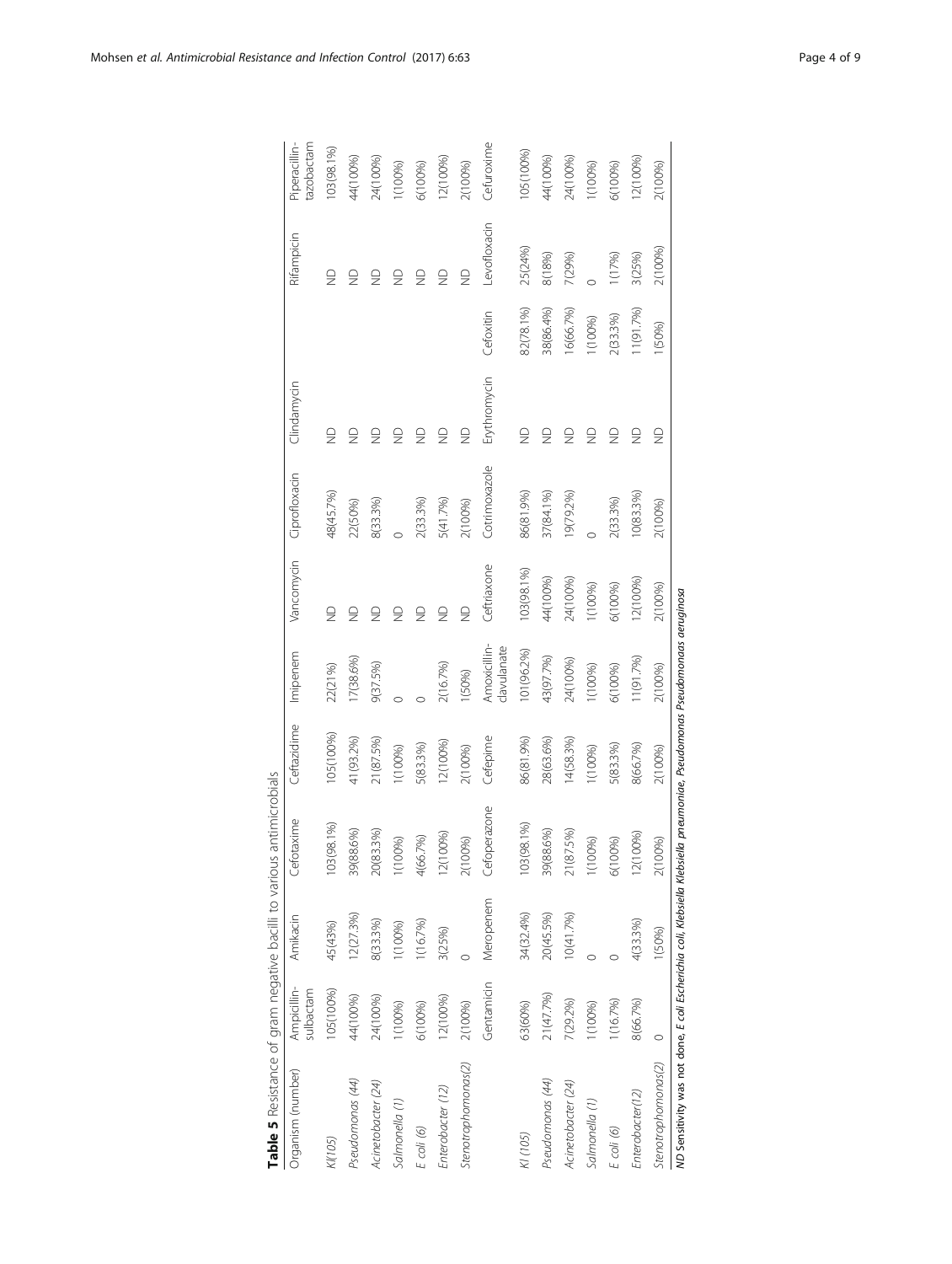**Table 5** Resistance of gram negative bacilli to various antimicrobials

| Organism (number) | Ampicillin-sulbactam | Amikacin | Cefotaxime | Ceftazidime | Imipenem | Vancomycin | Ciprofloxacin | Clindamycin | | Rifampicin | Piperacillin-tazobactam |
|---|---|---|---|---|---|---|---|---|---|---|---|
| *Kl(105)* | 105(100%) | 45(43%) | 103(98.1%) | 105(100%) | 22(21%) | ND | 48(45.7%) | ND | | ND | 103(98.1%) |
| *Pseudomonas (44)* | 44(100%) | 12(27.3%) | 39(88.6%) | 41(93.2%) | 17(38.6%) | ND | 22(50%) | ND | | ND | 44(100%) |
| *Acinetobacter (24)* | 24(100%) | 8(33.3%) | 20(83.3%) | 21(87.5%) | 9(37.5%) | ND | 8(33.3%) | ND | | ND | 24(100%) |
| *Salmonella (1)* | 1(100%) | 1(100%) | 1(100%) | 1(100%) | 0 | ND | 0 | ND | | ND | 1(100%) |
| *E coli (6)* | 6(100%) | 1(16.7%) | 4(66.7%) | 5(83.3%) | 0 | ND | 2(33.3%) | ND | | ND | 6(100%) |
| *Enterobacter (12)* | 12(100%) | 3(25%) | 12(100%) | 12(100%) | 2(16.7%) | ND | 5(41.7%) | ND | | ND | 12(100%) |
| *Stenotrophomonas(2)* | 2(100%) | 0 | 2(100%) | 2(100%) | 1(50%) | ND | 2(100%) | ND | | ND | 2(100%) |
| | Gentamicin | Meropenem | Cefoperazone | Cefepime | Amoxicillin-clavulanate | Ceftriaxone | Cotrimoxazole | Erythromycin | Cefoxitin | Levofloxacin | Cefuroxime |
| *Kl (105)* | 63(60%) | 34(32.4%) | 103(98.1%) | 86(81.9%) | 101(96.2%) | 103(98.1%) | 86(81.9%) | ND | 82(78.1%) | 25(24%) | 105(100%) |
| *Pseudomonas (44)* | 21(47.7%) | 20(45.5%) | 39(88.6%) | 28(63.6%) | 43(97.7%) | 44(100%) | 37(84.1%) | ND | 38(86.4%) | 8(18%) | 44(100%) |
| *Acinetobacter (24)* | 7(29.2%) | 10(41.7%) | 21(87.5%) | 14(58.3%) | 24(100%) | 24(100%) | 19(79.2%) | ND | 16(66.7%) | 7(29%) | 24(100%) |
| *Salmonella (1)* | 1(100%) | 0 | 1(100%) | 1(100%) | 1(100%) | 1(100%) | 0 | ND | 1(100%) | 0 | 1(100%) |
| *E coli (6)* | 1(16.7%) | 0 | 6(100%) | 5(83.3%) | 6(100%) | 6(100%) | 2(33.3%) | ND | 2(33.3%) | 1(17%) | 6(100%) |
| *Enterobacter(12)* | 8(66.7%) | 4(33.3%) | 12(100%) | 8(66.7%) | 11(91.7%) | 12(100%) | 10(83.3%) | ND | 11(91.7%) | 3(25%) | 12(100%) |
| *Stenotrophomonas(2)* | 0 | 1(50%) | 2(100%) | 2(100%) | 2(100%) | 2(100%) | 2(100%) | ND | 1(50%) | 2(100%) | 2(100%) |

*ND* Sensitivity was not done, *E coli Escherichia coli, Klebsiella Klebsiella pneumoniae, Pseudomonas Pseudomonas aeruginosa*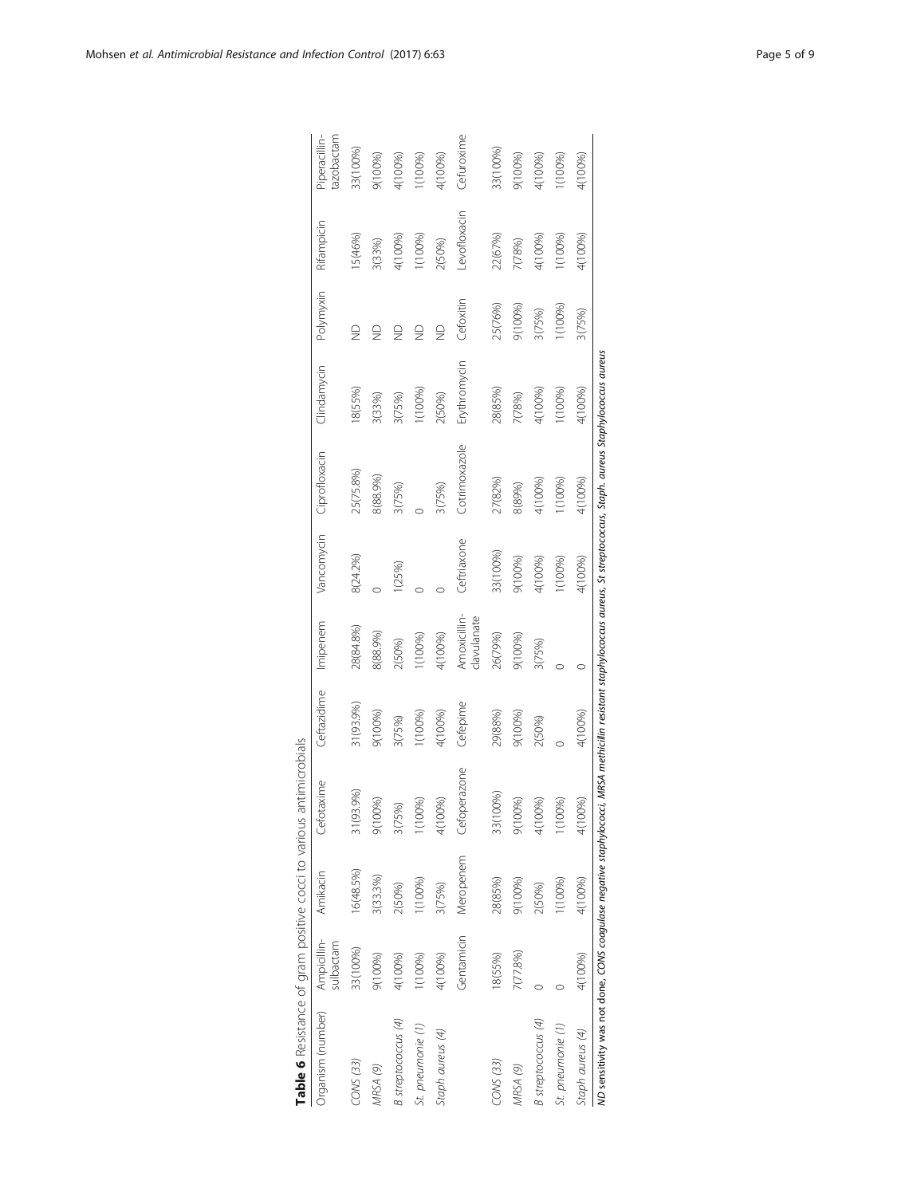**Table 6** Resistance of gram positive cocci to various antimicrobials

| Organism (number) | Ampicillin-sulbactam | Amikacin | Cefotaxime | Ceftazidime | Imipenem | Vancomycin | Ciprofloxacin | Clindamycin | Polymyxin | Rifampicin | Piperacillin-tazobactam |
|---|---|---|---|---|---|---|---|---|---|---|---|
| *CONS (33)* | 33(100%) | 16(48.5%) | 31(93.9%) | 31(93.9%) | 28(84.8%) | 8(24.2%) | 25(75.8%) | 18(55%) | ND | 15(46%) | 33(100%) |
| *MRSA (9)* | 9(100%) | 3(33.3%) | 9(100%) | 9(100%) | 8(88.9%) | 0 | 8(88.9%) | 3(33%) | ND | 3(33%) | 9(100%) |
| *B streptococcus (4)* | 4(100%) | 2(50%) | 3(75%) | 3(75%) | 2(50%) | 1(25%) | 3(75%) | 3(75%) | ND | 4(100%) | 4(100%) |
| *St. pneumonie (1)* | 1(100%) | 1(100%) | 1(100%) | 1(100%) | 1(100%) | 0 | 0 | 1(100%) | ND | 1(100%) | 1(100%) |
| *Staph aureus (4)* | 4(100%) | 3(75%) | 4(100%) | 4(100%) | 4(100%) | 0 | 3(75%) | 2(50%) | ND | 2(50%) | 4(100%) |
| | Gentamicin | Meropenem | Cefoperazone | Cefepime | Amoxicillin-clavulanate | Ceftriaxone | Cotrimoxazole | Erythromycin | Cefoxitin | Levofloxacin | Cefuroxime |
| *CONS (33)* | 18(55%) | 28(85%) | 33(100%) | 29(88%) | 26(79%) | 33(100%) | 27(82%) | 28(85%) | 25(76%) | 22(67%) | 33(100%) |
| *MRSA (9)* | 7(77.8%) | 9(100%) | 9(100%) | 9(100%) | 9(100%) | 9(100%) | 8(89%) | 7(78%) | 9(100%) | 7(78%) | 9(100%) |
| *B streptococcus (4)* | 0 | 2(50%) | 4(100%) | 2(50%) | 3(75%) | 4(100%) | 4(100%) | 4(100%) | 3(75%) | 4(100%) | 4(100%) |
| *St. pneumonie (1)* | 0 | 1(100%) | 1(100%) | 0 | 0 | 1(100%) | 1(100%) | 1(100%) | 1(100%) | 1(100%) | 1(100%) |
| *Staph aureus (4)* | 4(100%) | 4(100%) | 4(100%) | 4(100%) | 0 | 4(100%) | 4(100%) | 4(100%) | 3(75%) | 4(100%) | 4(100%) |

**ND** sensitivity was not done, *CONS* coagulase negative staphylococci, *MRSA* methicillin resistant staphylococcus aureus, *St* streptococcus, *Staph. aureus Staphylococcus aureus*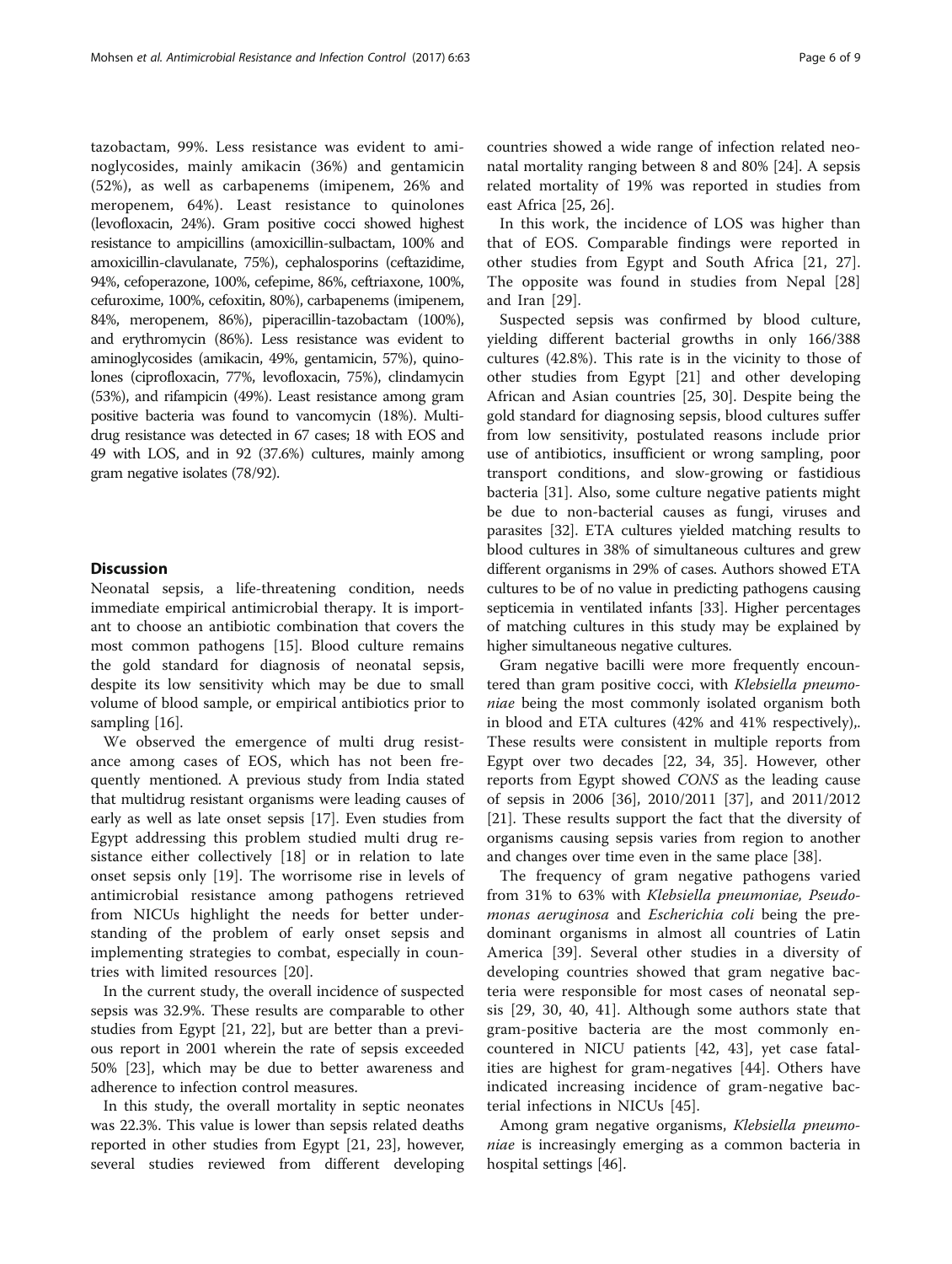tazobactam, 99%. Less resistance was evident to aminoglycosides, mainly amikacin (36%) and gentamicin (52%), as well as carbapenems (imipenem, 26% and meropenem, 64%). Least resistance to quinolones (levofloxacin, 24%). Gram positive cocci showed highest resistance to ampicillins (amoxicillin-sulbactam, 100% and amoxicillin-clavulanate, 75%), cephalosporins (ceftazidime, 94%, cefoperazone, 100%, cefepime, 86%, ceftriaxone, 100%, cefuroxime, 100%, cefoxitin, 80%), carbapenems (imipenem, 84%, meropenem, 86%), piperacillin-tazobactam (100%), and erythromycin (86%). Less resistance was evident to aminoglycosides (amikacin, 49%, gentamicin, 57%), quinolones (ciprofloxacin, 77%, levofloxacin, 75%), clindamycin (53%), and rifampicin (49%). Least resistance among gram positive bacteria was found to vancomycin (18%). Multidrug resistance was detected in 67 cases; 18 with EOS and 49 with LOS, and in 92 (37.6%) cultures, mainly among gram negative isolates (78/92).

## Discussion

Neonatal sepsis, a life-threatening condition, needs immediate empirical antimicrobial therapy. It is important to choose an antibiotic combination that covers the most common pathogens [15]. Blood culture remains the gold standard for diagnosis of neonatal sepsis, despite its low sensitivity which may be due to small volume of blood sample, or empirical antibiotics prior to sampling [16].

We observed the emergence of multi drug resistance among cases of EOS, which has not been frequently mentioned. A previous study from India stated that multidrug resistant organisms were leading causes of early as well as late onset sepsis [17]. Even studies from Egypt addressing this problem studied multi drug resistance either collectively [18] or in relation to late onset sepsis only [19]. The worrisome rise in levels of antimicrobial resistance among pathogens retrieved from NICUs highlight the needs for better understanding of the problem of early onset sepsis and implementing strategies to combat, especially in countries with limited resources [20].

In the current study, the overall incidence of suspected sepsis was 32.9%. These results are comparable to other studies from Egypt [21, 22], but are better than a previous report in 2001 wherein the rate of sepsis exceeded 50% [23], which may be due to better awareness and adherence to infection control measures.

In this study, the overall mortality in septic neonates was 22.3%. This value is lower than sepsis related deaths reported in other studies from Egypt [21, 23], however, several studies reviewed from different developing countries showed a wide range of infection related neonatal mortality ranging between 8 and 80% [24]. A sepsis related mortality of 19% was reported in studies from east Africa [25, 26].

In this work, the incidence of LOS was higher than that of EOS. Comparable findings were reported in other studies from Egypt and South Africa [21, 27]. The opposite was found in studies from Nepal [28] and Iran [29].

Suspected sepsis was confirmed by blood culture, yielding different bacterial growths in only 166/388 cultures (42.8%). This rate is in the vicinity to those of other studies from Egypt [21] and other developing African and Asian countries [25, 30]. Despite being the gold standard for diagnosing sepsis, blood cultures suffer from low sensitivity, postulated reasons include prior use of antibiotics, insufficient or wrong sampling, poor transport conditions, and slow-growing or fastidious bacteria [31]. Also, some culture negative patients might be due to non-bacterial causes as fungi, viruses and parasites [32]. ETA cultures yielded matching results to blood cultures in 38% of simultaneous cultures and grew different organisms in 29% of cases. Authors showed ETA cultures to be of no value in predicting pathogens causing septicemia in ventilated infants [33]. Higher percentages of matching cultures in this study may be explained by higher simultaneous negative cultures.

Gram negative bacilli were more frequently encountered than gram positive cocci, with *Klebsiella pneumoniae* being the most commonly isolated organism both in blood and ETA cultures (42% and 41% respectively),. These results were consistent in multiple reports from Egypt over two decades [22, 34, 35]. However, other reports from Egypt showed *CONS* as the leading cause of sepsis in 2006 [36], 2010/2011 [37], and 2011/2012 [21]. These results support the fact that the diversity of organisms causing sepsis varies from region to another and changes over time even in the same place [38].

The frequency of gram negative pathogens varied from 31% to 63% with *Klebsiella pneumoniae, Pseudomonas aeruginosa* and *Escherichia coli* being the predominant organisms in almost all countries of Latin America [39]. Several other studies in a diversity of developing countries showed that gram negative bacteria were responsible for most cases of neonatal sepsis [29, 30, 40, 41]. Although some authors state that gram-positive bacteria are the most commonly encountered in NICU patients [42, 43], yet case fatalities are highest for gram-negatives [44]. Others have indicated increasing incidence of gram-negative bacterial infections in NICUs [45].

Among gram negative organisms, *Klebsiella pneumoniae* is increasingly emerging as a common bacteria in hospital settings [46].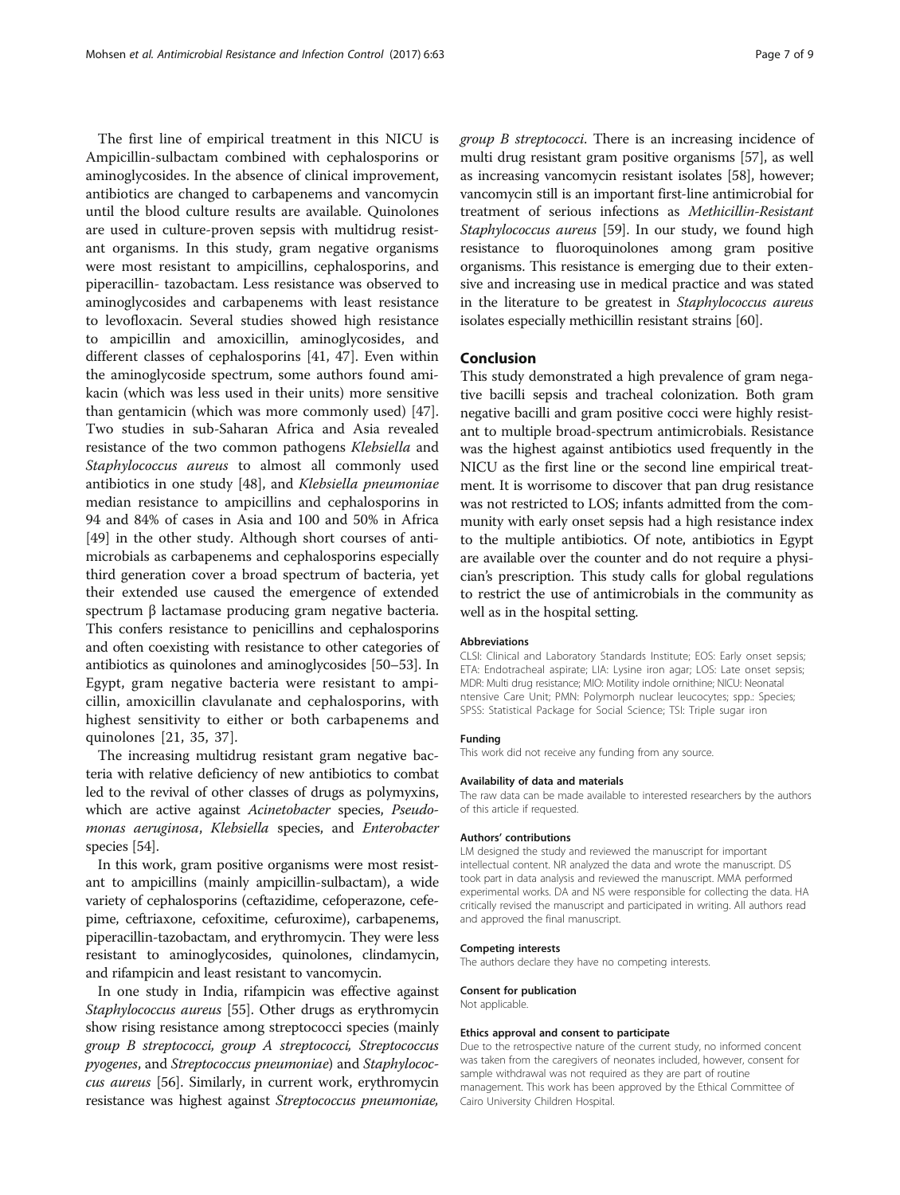The first line of empirical treatment in this NICU is Ampicillin-sulbactam combined with cephalosporins or aminoglycosides. In the absence of clinical improvement, antibiotics are changed to carbapenems and vancomycin until the blood culture results are available. Quinolones are used in culture-proven sepsis with multidrug resistant organisms. In this study, gram negative organisms were most resistant to ampicillins, cephalosporins, and piperacillin- tazobactam. Less resistance was observed to aminoglycosides and carbapenems with least resistance to levofloxacin. Several studies showed high resistance to ampicillin and amoxicillin, aminoglycosides, and different classes of cephalosporins [41, 47]. Even within the aminoglycoside spectrum, some authors found amikacin (which was less used in their units) more sensitive than gentamicin (which was more commonly used) [47]. Two studies in sub-Saharan Africa and Asia revealed resistance of the two common pathogens *Klebsiella* and *Staphylococcus aureus* to almost all commonly used antibiotics in one study [48], and *Klebsiella pneumoniae* median resistance to ampicillins and cephalosporins in 94 and 84% of cases in Asia and 100 and 50% in Africa [49] in the other study. Although short courses of antimicrobials as carbapenems and cephalosporins especially third generation cover a broad spectrum of bacteria, yet their extended use caused the emergence of extended spectrum β lactamase producing gram negative bacteria. This confers resistance to penicillins and cephalosporins and often coexisting with resistance to other categories of antibiotics as quinolones and aminoglycosides [50–53]. In Egypt, gram negative bacteria were resistant to ampicillin, amoxicillin clavulanate and cephalosporins, with highest sensitivity to either or both carbapenems and quinolones [21, 35, 37].

The increasing multidrug resistant gram negative bacteria with relative deficiency of new antibiotics to combat led to the revival of other classes of drugs as polymyxins, which are active against *Acinetobacter* species, *Pseudomonas aeruginosa*, *Klebsiella* species, and *Enterobacter* species [54].

In this work, gram positive organisms were most resistant to ampicillins (mainly ampicillin-sulbactam), a wide variety of cephalosporins (ceftazidime, cefoperazone, cefepime, ceftriaxone, cefoxitime, cefuroxime), carbapenems, piperacillin-tazobactam, and erythromycin. They were less resistant to aminoglycosides, quinolones, clindamycin, and rifampicin and least resistant to vancomycin.

In one study in India, rifampicin was effective against *Staphylococcus aureus* [55]. Other drugs as erythromycin show rising resistance among streptococci species (mainly *group B streptococci, group A streptococci, Streptococcus pyogenes*, and *Streptococcus pneumoniae*) and *Staphylococcus aureus* [56]. Similarly, in current work, erythromycin resistance was highest against *Streptococcus pneumoniae, group B streptococci*. There is an increasing incidence of multi drug resistant gram positive organisms [57], as well as increasing vancomycin resistant isolates [58], however; vancomycin still is an important first-line antimicrobial for treatment of serious infections as *Methicillin-Resistant Staphylococcus aureus* [59]. In our study, we found high resistance to fluoroquinolones among gram positive organisms. This resistance is emerging due to their extensive and increasing use in medical practice and was stated in the literature to be greatest in *Staphylococcus aureus* isolates especially methicillin resistant strains [60].

## Conclusion

This study demonstrated a high prevalence of gram negative bacilli sepsis and tracheal colonization. Both gram negative bacilli and gram positive cocci were highly resistant to multiple broad-spectrum antimicrobials. Resistance was the highest against antibiotics used frequently in the NICU as the first line or the second line empirical treatment. It is worrisome to discover that pan drug resistance was not restricted to LOS; infants admitted from the community with early onset sepsis had a high resistance index to the multiple antibiotics. Of note, antibiotics in Egypt are available over the counter and do not require a physician's prescription. This study calls for global regulations to restrict the use of antimicrobials in the community as well as in the hospital setting.

#### Abbreviations

CLSI: Clinical and Laboratory Standards Institute; EOS: Early onset sepsis; ETA: Endotracheal aspirate; LIA: Lysine iron agar; LOS: Late onset sepsis; MDR: Multi drug resistance; MIO: Motility indole ornithine; NICU: Neonatal ntensive Care Unit; PMN: Polymorph nuclear leucocytes; spp.: Species; SPSS: Statistical Package for Social Science; TSI: Triple sugar iron

#### Funding

This work did not receive any funding from any source.

#### Availability of data and materials

The raw data can be made available to interested researchers by the authors of this article if requested.

#### Authors' contributions

LM designed the study and reviewed the manuscript for important intellectual content. NR analyzed the data and wrote the manuscript. DS took part in data analysis and reviewed the manuscript. MMA performed experimental works. DA and NS were responsible for collecting the data. HA critically revised the manuscript and participated in writing. All authors read and approved the final manuscript.

#### Competing interests

The authors declare they have no competing interests.

#### Consent for publication

Not applicable.

#### Ethics approval and consent to participate

Due to the retrospective nature of the current study, no informed concent was taken from the caregivers of neonates included, however, consent for sample withdrawal was not required as they are part of routine management. This work has been approved by the Ethical Committee of Cairo University Children Hospital.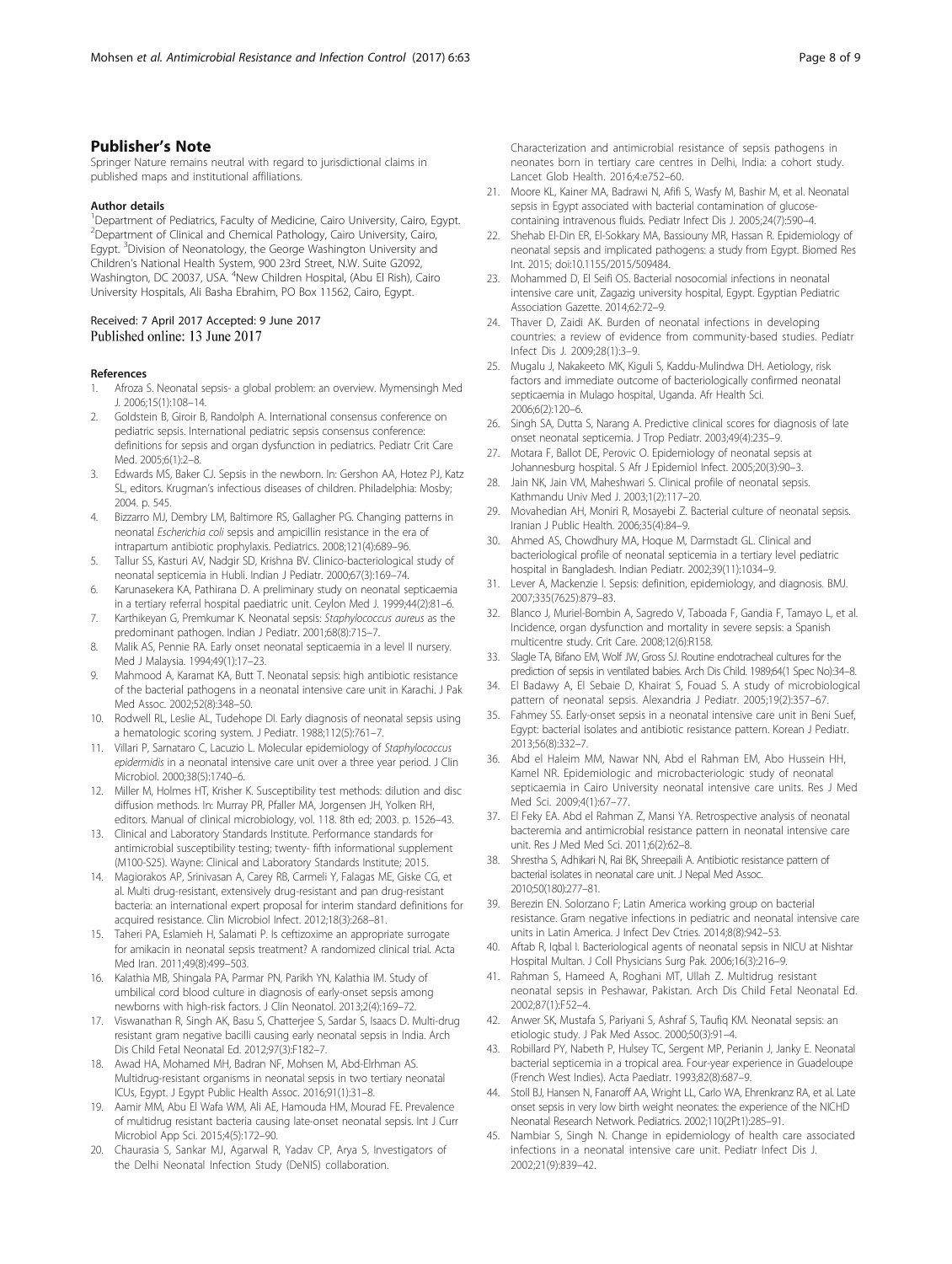## Publisher's Note

Springer Nature remains neutral with regard to jurisdictional claims in published maps and institutional affiliations.

### Author details

[1]Department of Pediatrics, Faculty of Medicine, Cairo University, Cairo, Egypt. [2]Department of Clinical and Chemical Pathology, Cairo University, Cairo, Egypt. [3]Division of Neonatology, the George Washington University and Children's National Health System, 900 23rd Street, N.W. Suite G2092, Washington, DC 20037, USA. [4]New Children Hospital, (Abu El Rish), Cairo University Hospitals, Ali Basha Ebrahim, PO Box 11562, Cairo, Egypt.

Received: 7 April 2017 Accepted: 9 June 2017
Published online: 13 June 2017

### References

1. Afroza S. Neonatal sepsis- a global problem: an overview. Mymensingh Med J. 2006;15(1):108–14.
2. Goldstein B, Giroir B, Randolph A. International consensus conference on pediatric sepsis. International pediatric sepsis consensus conference: definitions for sepsis and organ dysfunction in pediatrics. Pediatr Crit Care Med. 2005;6(1):2–8.
3. Edwards MS, Baker CJ. Sepsis in the newborn. In: Gershon AA, Hotez PJ, Katz SL, editors. Krugman's infectious diseases of children. Philadelphia: Mosby; 2004. p. 545.
4. Bizzarro MJ, Dembry LM, Baltimore RS, Gallagher PG. Changing patterns in neonatal *Escherichia coli* sepsis and ampicillin resistance in the era of intrapartum antibiotic prophylaxis. Pediatrics. 2008;121(4):689–96.
5. Tallur SS, Kasturi AV, Nadgir SD, Krishna BV. Clinico-bacteriological study of neonatal septicemia in Hubli. Indian J Pediatr. 2000;67(3):169–74.
6. Karunasekera KA, Pathirana D. A preliminary study on neonatal septicaemia in a tertiary referral hospital paediatric unit. Ceylon Med J. 1999;44(2):81–6.
7. Karthikeyan G, Premkumar K. Neonatal sepsis: *Staphylococcus aureus* as the predominant pathogen. Indian J Pediatr. 2001;68(8):715–7.
8. Malik AS, Pennie RA. Early onset neonatal septicaemia in a level II nursery. Med J Malaysia. 1994;49(1):17–23.
9. Mahmood A, Karamat KA, Butt T. Neonatal sepsis: high antibiotic resistance of the bacterial pathogens in a neonatal intensive care unit in Karachi. J Pak Med Assoc. 2002;52(8):348–50.
10. Rodwell RL, Leslie AL, Tudehope DI. Early diagnosis of neonatal sepsis using a hematologic scoring system. J Pediatr. 1988;112(5):761–7.
11. Villari P, Sarnataro C, Lacuzio L. Molecular epidemiology of *Staphylococcus epidermidis* in a neonatal intensive care unit over a three year period. J Clin Microbiol. 2000;38(5):1740–6.
12. Miller M, Holmes HT, Krisher K. Susceptibility test methods: dilution and disc diffusion methods. In: Murray PR, Pfaller MA, Jorgensen JH, Yolken RH, editors. Manual of clinical microbiology, vol. 118. 8th ed; 2003. p. 1526–43.
13. Clinical and Laboratory Standards Institute. Performance standards for antimicrobial susceptibility testing; twenty- fifth informational supplement (M100-S25). Wayne: Clinical and Laboratory Standards Institute; 2015.
14. Magiorakos AP, Srinivasan A, Carey RB, Carmeli Y, Falagas ME, Giske CG, et al. Multi drug-resistant, extensively drug-resistant and pan drug-resistant bacteria: an international expert proposal for interim standard definitions for acquired resistance. Clin Microbiol Infect. 2012;18(3):268–81.
15. Taheri PA, Eslamieh H, Salamati P. Is ceftizoxime an appropriate surrogate for amikacin in neonatal sepsis treatment? A randomized clinical trial. Acta Med Iran. 2011;49(8):499–503.
16. Kalathia MB, Shingala PA, Parmar PN, Parikh YN, Kalathia IM. Study of umbilical cord blood culture in diagnosis of early-onset sepsis among newborns with high-risk factors. J Clin Neonatol. 2013;2(4):169–72.
17. Viswanathan R, Singh AK, Basu S, Chatterjee S, Sardar S, Isaacs D. Multi-drug resistant gram negative bacilli causing early neonatal sepsis in India. Arch Dis Child Fetal Neonatal Ed. 2012;97(3):F182–7.
18. Awad HA, Mohamed MH, Badran NF, Mohsen M, Abd-Elrhman AS. Multidrug-resistant organisms in neonatal sepsis in two tertiary neonatal ICUs, Egypt. J Egypt Public Health Assoc. 2016;91(1):31–8.
19. Aamir MM, Abu El Wafa WM, Ali AE, Hamouda HM, Mourad FE. Prevalence of multidrug resistant bacteria causing late-onset neonatal sepsis. Int J Curr Microbiol App Sci. 2015;4(5):172–90.
20. Chaurasia S, Sankar MJ, Agarwal R, Yadav CP, Arya S, Investigators of the Delhi Neonatal Infection Study (DeNIS) collaboration. Characterization and antimicrobial resistance of sepsis pathogens in neonates born in tertiary care centres in Delhi, India: a cohort study. Lancet Glob Health. 2016;4:e752–60.
21. Moore KL, Kainer MA, Badrawi N, Afifi S, Wasfy M, Bashir M, et al. Neonatal sepsis in Egypt associated with bacterial contamination of glucose-containing intravenous fluids. Pediatr Infect Dis J. 2005;24(7):590–4.
22. Shehab El-Din ER, El-Sokkary MA, Bassiouny MR, Hassan R. Epidemiology of neonatal sepsis and implicated pathogens: a study from Egypt. Biomed Res Int. 2015; doi:10.1155/2015/509484.
23. Mohammed D, El Seifi OS. Bacterial nosocomial infections in neonatal intensive care unit, Zagazig university hospital, Egypt. Egyptian Pediatric Association Gazette. 2014;62:72–9.
24. Thaver D, Zaidi AK. Burden of neonatal infections in developing countries: a review of evidence from community-based studies. Pediatr Infect Dis J. 2009;28(1):3–9.
25. Mugalu J, Nakakeeto MK, Kiguli S, Kaddu-Mulindwa DH. Aetiology, risk factors and immediate outcome of bacteriologically confirmed neonatal septicaemia in Mulago hospital, Uganda. Afr Health Sci. 2006;6(2):120–6.
26. Singh SA, Dutta S, Narang A. Predictive clinical scores for diagnosis of late onset neonatal septicemia. J Trop Pediatr. 2003;49(4):235–9.
27. Motara F, Ballot DE, Perovic O. Epidemiology of neonatal sepsis at Johannesburg hospital. S Afr J Epidemiol Infect. 2005;20(3):90–3.
28. Jain NK, Jain VM, Maheshwari S. Clinical profile of neonatal sepsis. Kathmandu Univ Med J. 2003;1(2):117–20.
29. Movahedian AH, Moniri R, Mosayebi Z. Bacterial culture of neonatal sepsis. Iranian J Public Health. 2006;35(4):84–9.
30. Ahmed AS, Chowdhury MA, Hoque M, Darmstadt GL. Clinical and bacteriological profile of neonatal septicemia in a tertiary level pediatric hospital in Bangladesh. Indian Pediatr. 2002;39(11):1034–9.
31. Lever A, Mackenzie I. Sepsis: definition, epidemiology, and diagnosis. BMJ. 2007;335(7625):879–83.
32. Blanco J, Muriel-Bombin A, Sagredo V, Taboada F, Gandia F, Tamayo L, et al. Incidence, organ dysfunction and mortality in severe sepsis: a Spanish multicentre study. Crit Care. 2008;12(6):R158.
33. Slagle TA, Bifano EM, Wolf JW, Gross SJ. Routine endotracheal cultures for the prediction of sepsis in ventilated babies. Arch Dis Child. 1989;64(1 Spec No):34–8.
34. El Badawy A, El Sebaie D, Khairat S, Fouad S. A study of microbiological pattern of neonatal sepsis. Alexandria J Pediatr. 2005;19(2):357–67.
35. Fahmey SS. Early-onset sepsis in a neonatal intensive care unit in Beni Suef, Egypt: bacterial isolates and antibiotic resistance pattern. Korean J Pediatr. 2013;56(8):332–7.
36. Abd el Haleim MM, Nawar NN, Abd el Rahman EM, Abo Hussein HH, Kamel NR. Epidemiologic and microbacteriologic study of neonatal septicaemia in Cairo University neonatal intensive care units. Res J Med Med Sci. 2009;4(1):67–77.
37. El Feky EA. Abd el Rahman Z, Mansi YA. Retrospective analysis of neonatal bacteremia and antimicrobial resistance pattern in neonatal intensive care unit. Res J Med Med Sci. 2011;6(2):62–8.
38. Shrestha S, Adhikari N, Rai BK, Shreepaili A. Antibiotic resistance pattern of bacterial isolates in neonatal care unit. J Nepal Med Assoc. 2010;50(180):277–81.
39. Berezin EN. Solorzano F; Latin America working group on bacterial resistance. Gram negative infections in pediatric and neonatal intensive care units in Latin America. J Infect Dev Ctries. 2014;8(8):942–53.
40. Aftab R, Iqbal I. Bacteriological agents of neonatal sepsis in NICU at Nishtar Hospital Multan. J Coll Physicians Surg Pak. 2006;16(3):216–9.
41. Rahman S, Hameed A, Roghani MT, Ullah Z. Multidrug resistant neonatal sepsis in Peshawar, Pakistan. Arch Dis Child Fetal Neonatal Ed. 2002;87(1):F52–4.
42. Anwer SK, Mustafa S, Pariyani S, Ashraf S, Taufiq KM. Neonatal sepsis: an etiologic study. J Pak Med Assoc. 2000;50(3):91–4.
43. Robillard PY, Nabeth P, Hulsey TC, Sergent MP, Perianin J, Janky E. Neonatal bacterial septicemia in a tropical area. Four-year experience in Guadeloupe (French West Indies). Acta Paediatr. 1993;82(8):687–9.
44. Stoll BJ, Hansen N, Fanaroff AA, Wright LL, Carlo WA, Ehrenkranz RA, et al. Late onset sepsis in very low birth weight neonates: the experience of the NICHD Neonatal Research Network. Pediatrics. 2002;110(2Pt1):285–91.
45. Nambiar S, Singh N. Change in epidemiology of health care associated infections in a neonatal intensive care unit. Pediatr Infect Dis J. 2002;21(9):839–42.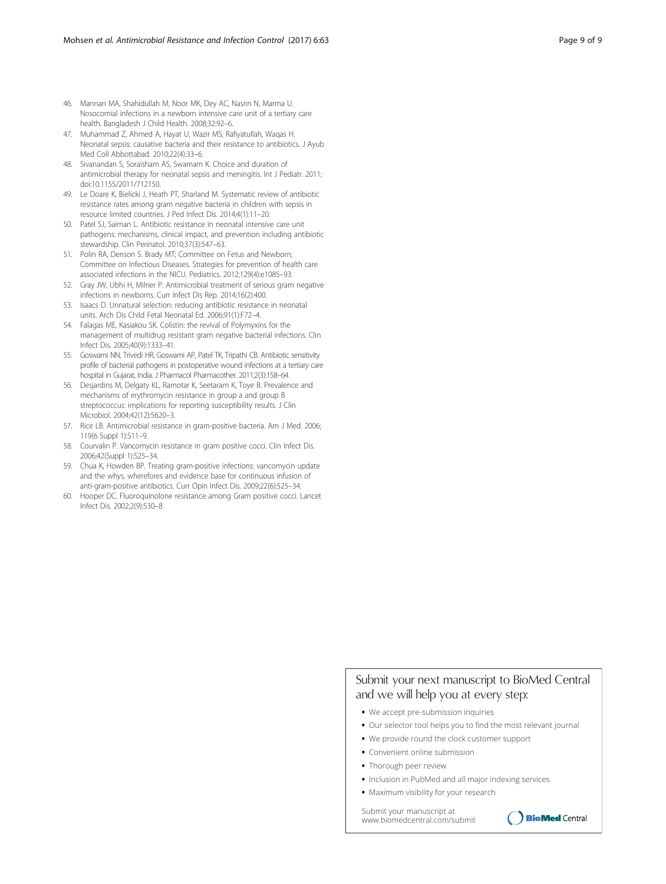46. Mannan MA, Shahidullah M, Noor MK, Dey AC, Nasrin N, Marma U. Nosocomial infections in a newborn intensive care unit of a tertiary care health. Bangladesh J Child Health. 2008;32:92–6.
47. Muhammad Z, Ahmed A, Hayat U, Wazir MS, Rafiyatullah, Waqas H. Neonatal sepsis: causative bacteria and their resistance to antibiotics. J Ayub Med Coll Abbottabad. 2010;22(4):33–6.
48. Sivanandan S, Soraisham AS, Swarnam K. Choice and duration of antimicrobial therapy for neonatal sepsis and meningitis. Int J Pediatr. 2011; doi:10.1155/2011/712150.
49. Le Doare K, Bielicki J, Heath PT, Sharland M. Systematic review of antibiotic resistance rates among gram negative bacteria in children with sepsis in resource limited countries. J Ped Infect Dis. 2014;4(1):11–20.
50. Patel SJ, Saiman L. Antibiotic resistance in neonatal intensive care unit pathogens: mechanisms, clinical impact, and prevention including antibiotic stewardship. Clin Perinatol. 2010;37(3):547–63.
51. Polin RA, Denson S. Brady MT; Committee on Fetus and Newborn; Committee on Infectious Diseases. Strategies for prevention of health care associated infections in the NICU. Pediatrics. 2012;129(4):e1085–93.
52. Gray JW, Ubhi H, Milner P. Antimicrobial treatment of serious gram negative infections in newborns. Curr Infect Dis Rep. 2014;16(2):400.
53. Isaacs D. Unnatural selection: reducing antibiotic resistance in neonatal units. Arch Dis Child Fetal Neonatal Ed. 2006;91(1):F72–4.
54. Falagas ME, Kasiakou SK. Colistin: the revival of Polymyxins for the management of multidrug resistant gram negative bacterial infections. Clin Infect Dis. 2005;40(9):1333–41.
55. Goswami NN, Trivedi HR, Goswami AP, Patel TK, Tripathi CB. Antibiotic sensitivity profile of bacterial pathogens in postoperative wound infections at a tertiary care hospital in Gujarat, India. J Pharmacol Pharmacother. 2011;2(3):158–64.
56. Desjardins M, Delgaty KL, Ramotar K, Seetaram K, Toye B. Prevalence and mechanisms of erythromycin resistance in group a and group B streptococcus: implications for reporting susceptibility results. J Clin Microbiol. 2004;42(12):5620–3.
57. Rice LB. Antimicrobial resistance in gram-positive bacteria. Am J Med. 2006; 119(6 Suppl 1):S11–9.
58. Courvalin P. Vancomycin resistance in gram positive cocci. Clin Infect Dis. 2006;42(Suppl 1):S25–34.
59. Chua K, Howden BP. Treating gram-positive infections: vancomycin update and the whys, wherefores and evidence base for continuous infusion of anti-gram-positive antibiotics. Curr Opin Infect Dis. 2009;22(6):525–34.
60. Hooper DC. Fluoroquinolone resistance among Gram positive cocci. Lancet Infect Dis. 2002;2(9):530–8.

Submit your next manuscript to BioMed Central and we will help you at every step:

- We accept pre-submission inquiries
- Our selector tool helps you to find the most relevant journal
- We provide round the clock customer support
- Convenient online submission
- Thorough peer review
- Inclusion in PubMed and all major indexing services
- Maximum visibility for your research

Submit your manuscript at
www.biomedcentral.com/submit

BioMed Central